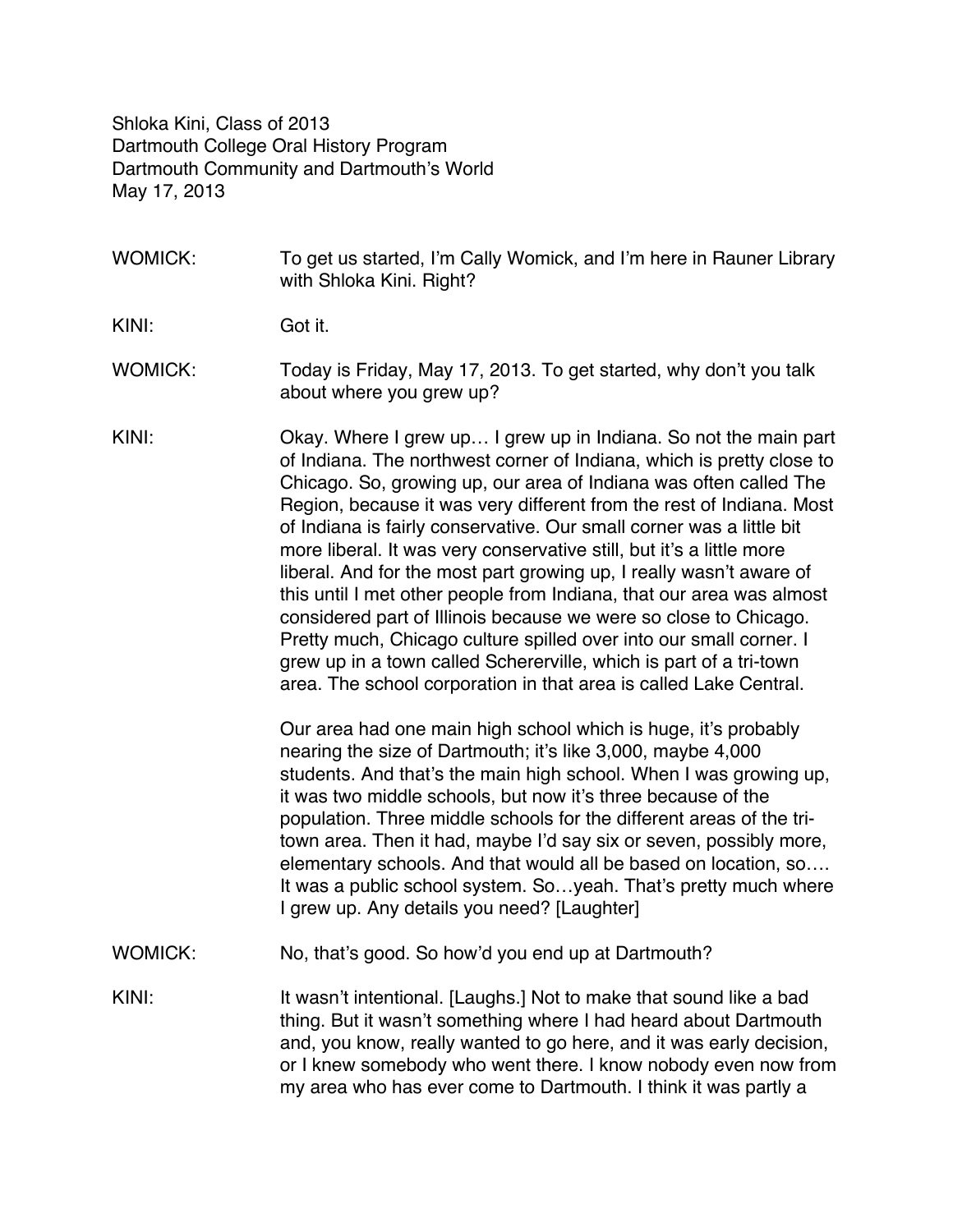Shloka Kini, Class of 2013
Dartmouth College Oral History Program
Dartmouth Community and Dartmouth's World
May 17, 2013

WOMICK: To get us started, I'm Cally Womick, and I'm here in Rauner Library with Shloka Kini. Right?

KINI: Got it.

WOMICK: Today is Friday, May 17, 2013. To get started, why don't you talk about where you grew up?

KINI: Okay. Where I grew up… I grew up in Indiana. So not the main part of Indiana. The northwest corner of Indiana, which is pretty close to Chicago. So, growing up, our area of Indiana was often called The Region, because it was very different from the rest of Indiana. Most of Indiana is fairly conservative. Our small corner was a little bit more liberal. It was very conservative still, but it's a little more liberal. And for the most part growing up, I really wasn't aware of this until I met other people from Indiana, that our area was almost considered part of Illinois because we were so close to Chicago. Pretty much, Chicago culture spilled over into our small corner. I grew up in a town called Schererville, which is part of a tri-town area. The school corporation in that area is called Lake Central.

Our area had one main high school which is huge, it's probably nearing the size of Dartmouth; it's like 3,000, maybe 4,000 students. And that's the main high school. When I was growing up, it was two middle schools, but now it's three because of the population. Three middle schools for the different areas of the tri-town area. Then it had, maybe I'd say six or seven, possibly more, elementary schools. And that would all be based on location, so…. It was a public school system. So…yeah. That's pretty much where I grew up. Any details you need? [Laughter]

WOMICK: No, that's good. So how'd you end up at Dartmouth?

KINI: It wasn't intentional. [Laughs.] Not to make that sound like a bad thing. But it wasn't something where I had heard about Dartmouth and, you know, really wanted to go here, and it was early decision, or I knew somebody who went there. I know nobody even now from my area who has ever come to Dartmouth. I think it was partly a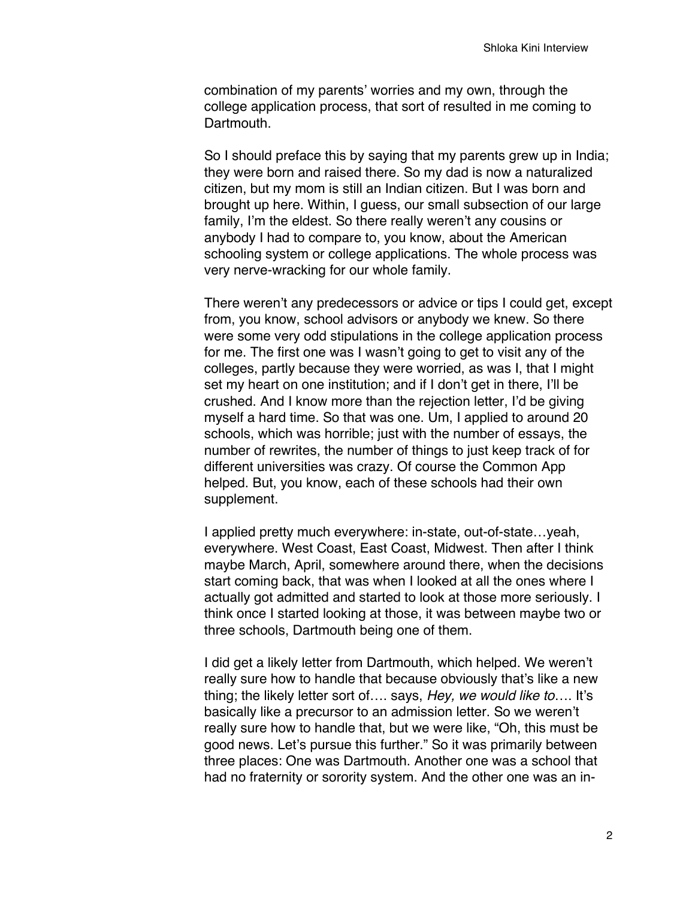combination of my parents' worries and my own, through the college application process, that sort of resulted in me coming to Dartmouth.

So I should preface this by saying that my parents grew up in India; they were born and raised there. So my dad is now a naturalized citizen, but my mom is still an Indian citizen. But I was born and brought up here. Within, I guess, our small subsection of our large family, I'm the eldest. So there really weren't any cousins or anybody I had to compare to, you know, about the American schooling system or college applications. The whole process was very nerve-wracking for our whole family.

There weren't any predecessors or advice or tips I could get, except from, you know, school advisors or anybody we knew. So there were some very odd stipulations in the college application process for me. The first one was I wasn't going to get to visit any of the colleges, partly because they were worried, as was I, that I might set my heart on one institution; and if I don't get in there, I'll be crushed. And I know more than the rejection letter, I'd be giving myself a hard time. So that was one. Um, I applied to around 20 schools, which was horrible; just with the number of essays, the number of rewrites, the number of things to just keep track of for different universities was crazy. Of course the Common App helped. But, you know, each of these schools had their own supplement.

I applied pretty much everywhere: in-state, out-of-state…yeah, everywhere. West Coast, East Coast, Midwest. Then after I think maybe March, April, somewhere around there, when the decisions start coming back, that was when I looked at all the ones where I actually got admitted and started to look at those more seriously. I think once I started looking at those, it was between maybe two or three schools, Dartmouth being one of them.

I did get a likely letter from Dartmouth, which helped. We weren't really sure how to handle that because obviously that's like a new thing; the likely letter sort of…. says, *Hey, we would like to*…. It's basically like a precursor to an admission letter. So we weren't really sure how to handle that, but we were like, "Oh, this must be good news. Let's pursue this further." So it was primarily between three places: One was Dartmouth. Another one was a school that had no fraternity or sorority system. And the other one was an in-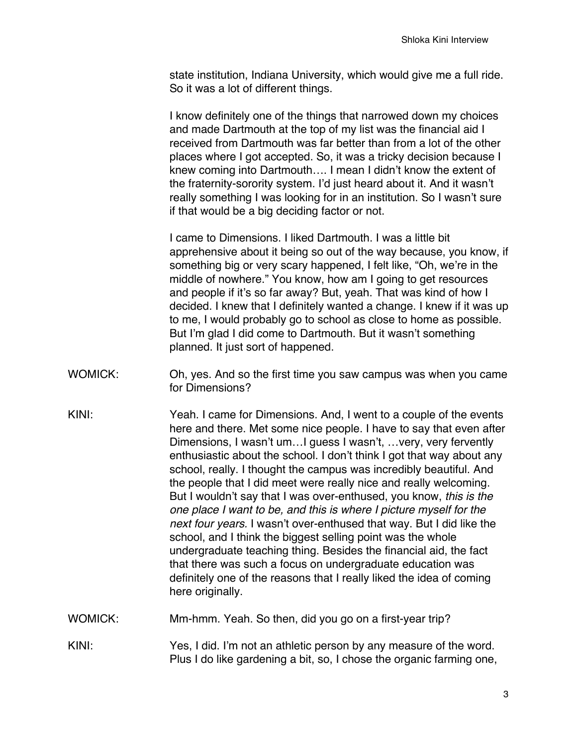state institution, Indiana University, which would give me a full ride. So it was a lot of different things.

I know definitely one of the things that narrowed down my choices and made Dartmouth at the top of my list was the financial aid I received from Dartmouth was far better than from a lot of the other places where I got accepted. So, it was a tricky decision because I knew coming into Dartmouth…. I mean I didn't know the extent of the fraternity-sorority system. I'd just heard about it. And it wasn't really something I was looking for in an institution. So I wasn't sure if that would be a big deciding factor or not.

I came to Dimensions. I liked Dartmouth. I was a little bit apprehensive about it being so out of the way because, you know, if something big or very scary happened, I felt like, "Oh, we're in the middle of nowhere." You know, how am I going to get resources and people if it's so far away? But, yeah. That was kind of how I decided. I knew that I definitely wanted a change. I knew if it was up to me, I would probably go to school as close to home as possible. But I'm glad I did come to Dartmouth. But it wasn't something planned. It just sort of happened.

WOMICK: Oh, yes. And so the first time you saw campus was when you came for Dimensions?

KINI: Yeah. I came for Dimensions. And, I went to a couple of the events here and there. Met some nice people. I have to say that even after Dimensions, I wasn't um…I guess I wasn't, …very, very fervently enthusiastic about the school. I don't think I got that way about any school, really. I thought the campus was incredibly beautiful. And the people that I did meet were really nice and really welcoming. But I wouldn't say that I was over-enthused, you know, *this is the one place I want to be, and this is where I picture myself for the next four years.* I wasn't over-enthused that way. But I did like the school, and I think the biggest selling point was the whole undergraduate teaching thing. Besides the financial aid, the fact that there was such a focus on undergraduate education was definitely one of the reasons that I really liked the idea of coming here originally.

WOMICK: Mm-hmm. Yeah. So then, did you go on a first-year trip?

KINI: Yes, I did. I'm not an athletic person by any measure of the word. Plus I do like gardening a bit, so, I chose the organic farming one,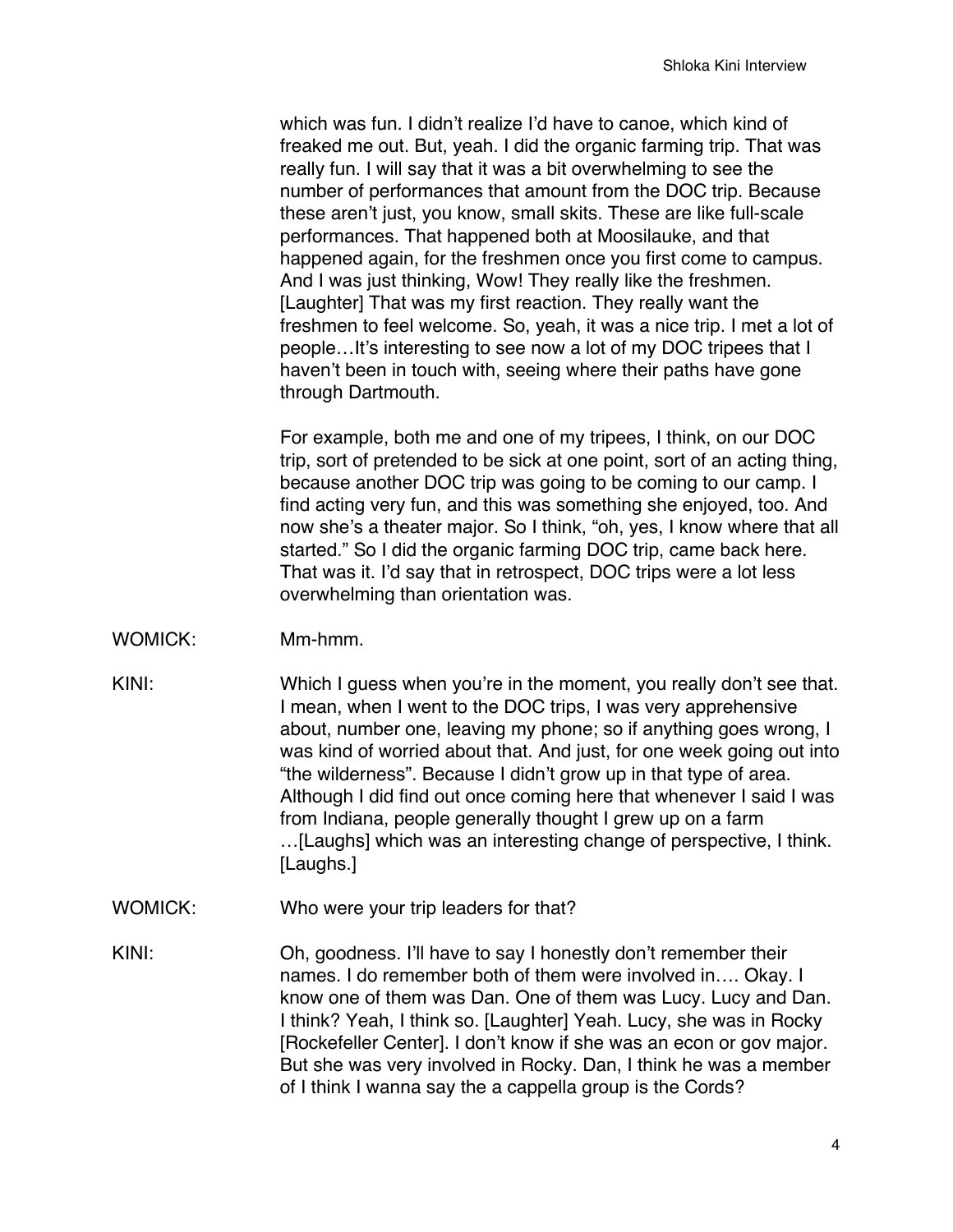which was fun. I didn't realize I'd have to canoe, which kind of freaked me out. But, yeah. I did the organic farming trip. That was really fun. I will say that it was a bit overwhelming to see the number of performances that amount from the DOC trip. Because these aren't just, you know, small skits. These are like full-scale performances. That happened both at Moosilauke, and that happened again, for the freshmen once you first come to campus. And I was just thinking, Wow! They really like the freshmen. [Laughter] That was my first reaction. They really want the freshmen to feel welcome. So, yeah, it was a nice trip. I met a lot of people…It's interesting to see now a lot of my DOC tripees that I haven't been in touch with, seeing where their paths have gone through Dartmouth.

For example, both me and one of my tripees, I think, on our DOC trip, sort of pretended to be sick at one point, sort of an acting thing, because another DOC trip was going to be coming to our camp. I find acting very fun, and this was something she enjoyed, too. And now she's a theater major. So I think, "oh, yes, I know where that all started." So I did the organic farming DOC trip, came back here. That was it. I'd say that in retrospect, DOC trips were a lot less overwhelming than orientation was.

WOMICK: Mm-hmm.

KINI: Which I guess when you're in the moment, you really don't see that. I mean, when I went to the DOC trips, I was very apprehensive about, number one, leaving my phone; so if anything goes wrong, I was kind of worried about that. And just, for one week going out into "the wilderness". Because I didn't grow up in that type of area. Although I did find out once coming here that whenever I said I was from Indiana, people generally thought I grew up on a farm …[Laughs] which was an interesting change of perspective, I think. [Laughs.]

WOMICK: Who were your trip leaders for that?

KINI: Oh, goodness. I'll have to say I honestly don't remember their names. I do remember both of them were involved in…. Okay. I know one of them was Dan. One of them was Lucy. Lucy and Dan. I think? Yeah, I think so. [Laughter] Yeah. Lucy, she was in Rocky [Rockefeller Center]. I don't know if she was an econ or gov major. But she was very involved in Rocky. Dan, I think he was a member of I think I wanna say the a cappella group is the Cords?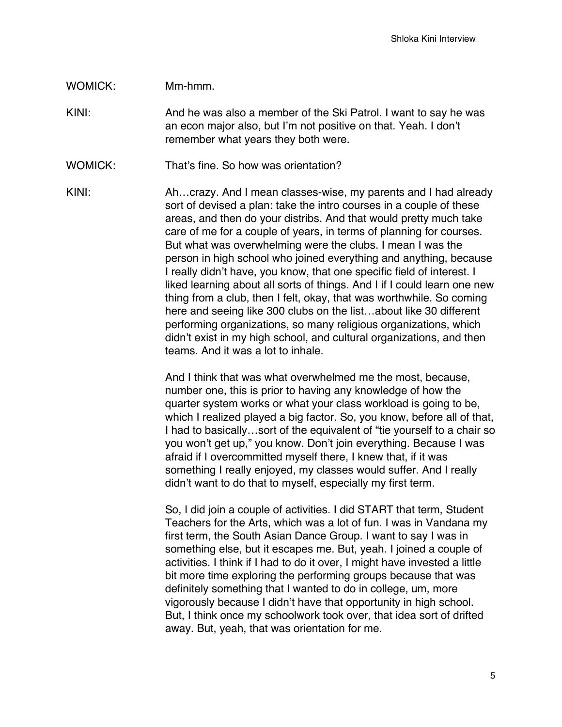WOMICK: Mm-hmm.

KINI: And he was also a member of the Ski Patrol. I want to say he was an econ major also, but I'm not positive on that. Yeah. I don't remember what years they both were.

WOMICK: That's fine. So how was orientation?

KINI: Ah…crazy. And I mean classes-wise, my parents and I had already sort of devised a plan: take the intro courses in a couple of these areas, and then do your distribs. And that would pretty much take care of me for a couple of years, in terms of planning for courses. But what was overwhelming were the clubs. I mean I was the person in high school who joined everything and anything, because I really didn't have, you know, that one specific field of interest. I liked learning about all sorts of things. And I if I could learn one new thing from a club, then I felt, okay, that was worthwhile. So coming here and seeing like 300 clubs on the list…about like 30 different performing organizations, so many religious organizations, which didn't exist in my high school, and cultural organizations, and then teams. And it was a lot to inhale.

And I think that was what overwhelmed me the most, because, number one, this is prior to having any knowledge of how the quarter system works or what your class workload is going to be, which I realized played a big factor. So, you know, before all of that, I had to basically…sort of the equivalent of "tie yourself to a chair so you won't get up," you know. Don't join everything. Because I was afraid if I overcommitted myself there, I knew that, if it was something I really enjoyed, my classes would suffer. And I really didn't want to do that to myself, especially my first term.

So, I did join a couple of activities. I did START that term, Student Teachers for the Arts, which was a lot of fun. I was in Vandana my first term, the South Asian Dance Group. I want to say I was in something else, but it escapes me. But, yeah. I joined a couple of activities. I think if I had to do it over, I might have invested a little bit more time exploring the performing groups because that was definitely something that I wanted to do in college, um, more vigorously because I didn't have that opportunity in high school. But, I think once my schoolwork took over, that idea sort of drifted away. But, yeah, that was orientation for me.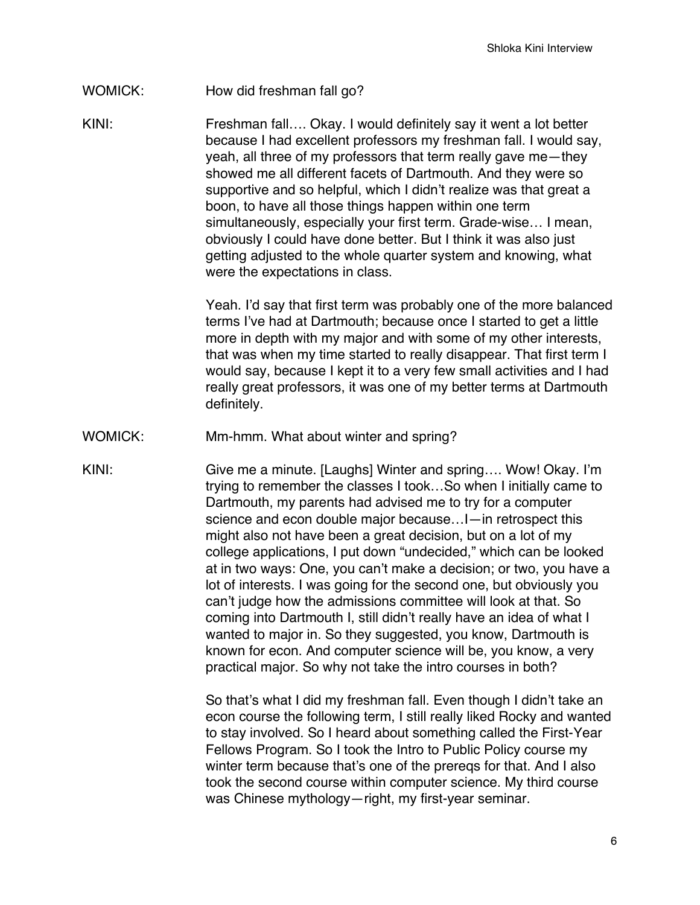WOMICK: How did freshman fall go?

KINI: Freshman fall…. Okay. I would definitely say it went a lot better because I had excellent professors my freshman fall. I would say, yeah, all three of my professors that term really gave me—they showed me all different facets of Dartmouth. And they were so supportive and so helpful, which I didn't realize was that great a boon, to have all those things happen within one term simultaneously, especially your first term. Grade-wise… I mean, obviously I could have done better. But I think it was also just getting adjusted to the whole quarter system and knowing, what were the expectations in class.

Yeah. I'd say that first term was probably one of the more balanced terms I've had at Dartmouth; because once I started to get a little more in depth with my major and with some of my other interests, that was when my time started to really disappear. That first term I would say, because I kept it to a very few small activities and I had really great professors, it was one of my better terms at Dartmouth definitely.

WOMICK: Mm-hmm. What about winter and spring?

KINI: Give me a minute. [Laughs] Winter and spring…. Wow! Okay. I'm trying to remember the classes I took…So when I initially came to Dartmouth, my parents had advised me to try for a computer science and econ double major because…I—in retrospect this might also not have been a great decision, but on a lot of my college applications, I put down "undecided," which can be looked at in two ways: One, you can't make a decision; or two, you have a lot of interests. I was going for the second one, but obviously you can't judge how the admissions committee will look at that. So coming into Dartmouth I, still didn't really have an idea of what I wanted to major in. So they suggested, you know, Dartmouth is known for econ. And computer science will be, you know, a very practical major. So why not take the intro courses in both?

So that's what I did my freshman fall. Even though I didn't take an econ course the following term, I still really liked Rocky and wanted to stay involved. So I heard about something called the First-Year Fellows Program. So I took the Intro to Public Policy course my winter term because that's one of the prereqs for that. And I also took the second course within computer science. My third course was Chinese mythology—right, my first-year seminar.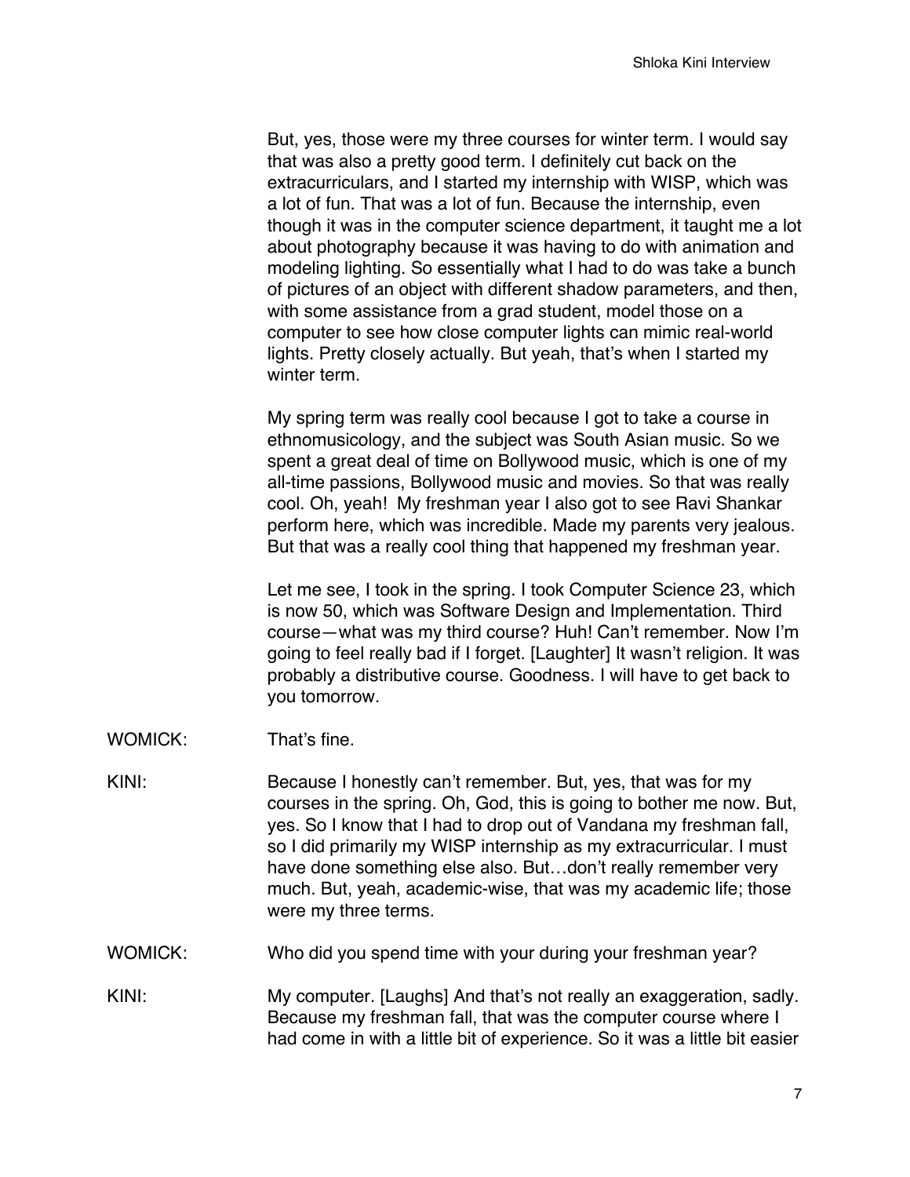But, yes, those were my three courses for winter term. I would say that was also a pretty good term. I definitely cut back on the extracurriculars, and I started my internship with WISP, which was a lot of fun. That was a lot of fun. Because the internship, even though it was in the computer science department, it taught me a lot about photography because it was having to do with animation and modeling lighting. So essentially what I had to do was take a bunch of pictures of an object with different shadow parameters, and then, with some assistance from a grad student, model those on a computer to see how close computer lights can mimic real-world lights. Pretty closely actually. But yeah, that's when I started my winter term.

My spring term was really cool because I got to take a course in ethnomusicology, and the subject was South Asian music. So we spent a great deal of time on Bollywood music, which is one of my all-time passions, Bollywood music and movies. So that was really cool. Oh, yeah! My freshman year I also got to see Ravi Shankar perform here, which was incredible. Made my parents very jealous. But that was a really cool thing that happened my freshman year.

Let me see, I took in the spring. I took Computer Science 23, which is now 50, which was Software Design and Implementation. Third course—what was my third course? Huh! Can't remember. Now I'm going to feel really bad if I forget. [Laughter] It wasn't religion. It was probably a distributive course. Goodness. I will have to get back to you tomorrow.

WOMICK: That's fine.

KINI: Because I honestly can't remember. But, yes, that was for my courses in the spring. Oh, God, this is going to bother me now. But, yes. So I know that I had to drop out of Vandana my freshman fall, so I did primarily my WISP internship as my extracurricular. I must have done something else also. But…don't really remember very much. But, yeah, academic-wise, that was my academic life; those were my three terms.

WOMICK: Who did you spend time with your during your freshman year?

KINI: My computer. [Laughs] And that's not really an exaggeration, sadly. Because my freshman fall, that was the computer course where I had come in with a little bit of experience. So it was a little bit easier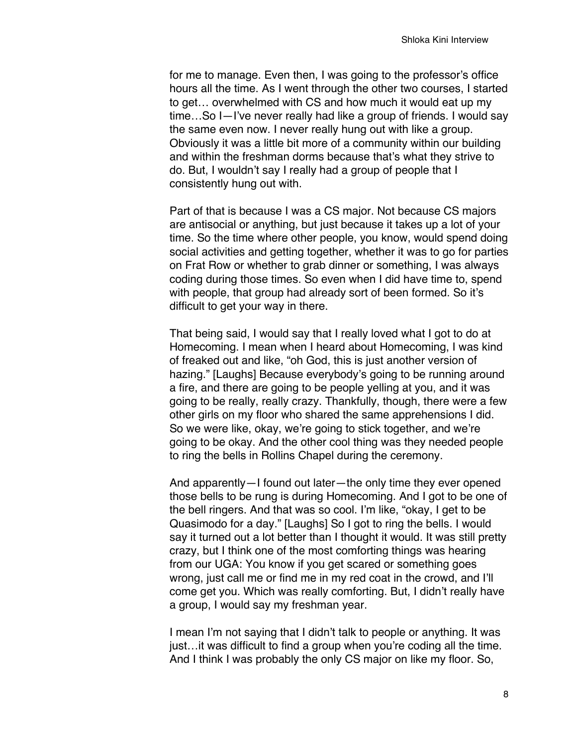for me to manage. Even then, I was going to the professor's office hours all the time. As I went through the other two courses, I started to get… overwhelmed with CS and how much it would eat up my time…So I—I've never really had like a group of friends. I would say the same even now. I never really hung out with like a group. Obviously it was a little bit more of a community within our building and within the freshman dorms because that's what they strive to do. But, I wouldn't say I really had a group of people that I consistently hung out with.

Part of that is because I was a CS major. Not because CS majors are antisocial or anything, but just because it takes up a lot of your time. So the time where other people, you know, would spend doing social activities and getting together, whether it was to go for parties on Frat Row or whether to grab dinner or something, I was always coding during those times. So even when I did have time to, spend with people, that group had already sort of been formed. So it's difficult to get your way in there.

That being said, I would say that I really loved what I got to do at Homecoming. I mean when I heard about Homecoming, I was kind of freaked out and like, "oh God, this is just another version of hazing." [Laughs] Because everybody's going to be running around a fire, and there are going to be people yelling at you, and it was going to be really, really crazy. Thankfully, though, there were a few other girls on my floor who shared the same apprehensions I did. So we were like, okay, we're going to stick together, and we're going to be okay. And the other cool thing was they needed people to ring the bells in Rollins Chapel during the ceremony.

And apparently—I found out later—the only time they ever opened those bells to be rung is during Homecoming. And I got to be one of the bell ringers. And that was so cool. I'm like, "okay, I get to be Quasimodo for a day." [Laughs] So I got to ring the bells. I would say it turned out a lot better than I thought it would. It was still pretty crazy, but I think one of the most comforting things was hearing from our UGA: You know if you get scared or something goes wrong, just call me or find me in my red coat in the crowd, and I'll come get you. Which was really comforting. But, I didn't really have a group, I would say my freshman year.

I mean I'm not saying that I didn't talk to people or anything. It was just…it was difficult to find a group when you're coding all the time. And I think I was probably the only CS major on like my floor. So,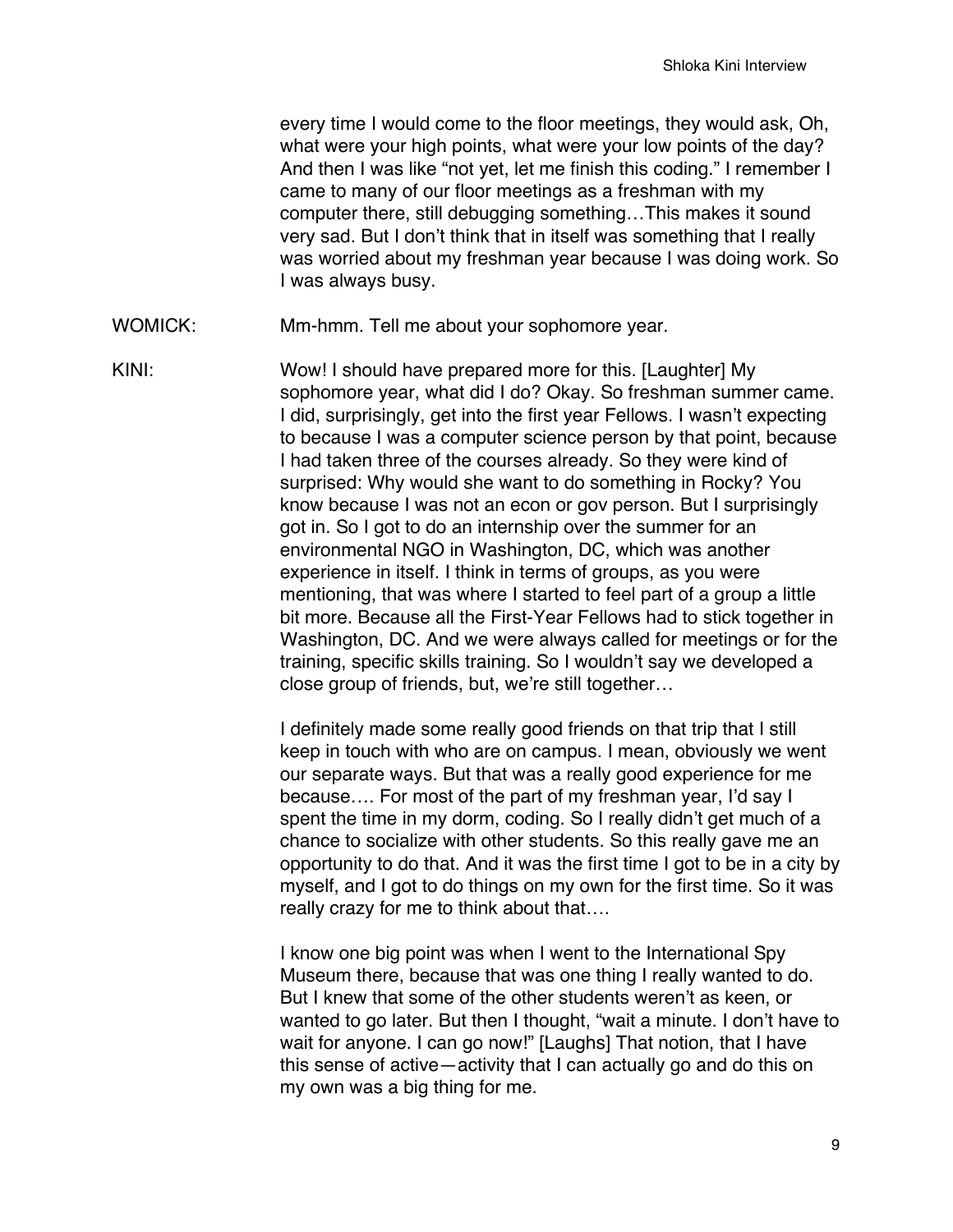every time I would come to the floor meetings, they would ask, Oh, what were your high points, what were your low points of the day? And then I was like "not yet, let me finish this coding." I remember I came to many of our floor meetings as a freshman with my computer there, still debugging something…This makes it sound very sad. But I don't think that in itself was something that I really was worried about my freshman year because I was doing work. So I was always busy.

WOMICK: Mm-hmm. Tell me about your sophomore year.

KINI: Wow! I should have prepared more for this. [Laughter] My sophomore year, what did I do? Okay. So freshman summer came. I did, surprisingly, get into the first year Fellows. I wasn't expecting to because I was a computer science person by that point, because I had taken three of the courses already. So they were kind of surprised: Why would she want to do something in Rocky? You know because I was not an econ or gov person. But I surprisingly got in. So I got to do an internship over the summer for an environmental NGO in Washington, DC, which was another experience in itself. I think in terms of groups, as you were mentioning, that was where I started to feel part of a group a little bit more. Because all the First-Year Fellows had to stick together in Washington, DC. And we were always called for meetings or for the training, specific skills training. So I wouldn't say we developed a close group of friends, but, we're still together…

I definitely made some really good friends on that trip that I still keep in touch with who are on campus. I mean, obviously we went our separate ways. But that was a really good experience for me because…. For most of the part of my freshman year, I'd say I spent the time in my dorm, coding. So I really didn't get much of a chance to socialize with other students. So this really gave me an opportunity to do that. And it was the first time I got to be in a city by myself, and I got to do things on my own for the first time. So it was really crazy for me to think about that….

I know one big point was when I went to the International Spy Museum there, because that was one thing I really wanted to do. But I knew that some of the other students weren't as keen, or wanted to go later. But then I thought, "wait a minute. I don't have to wait for anyone. I can go now!" [Laughs] That notion, that I have this sense of active—activity that I can actually go and do this on my own was a big thing for me.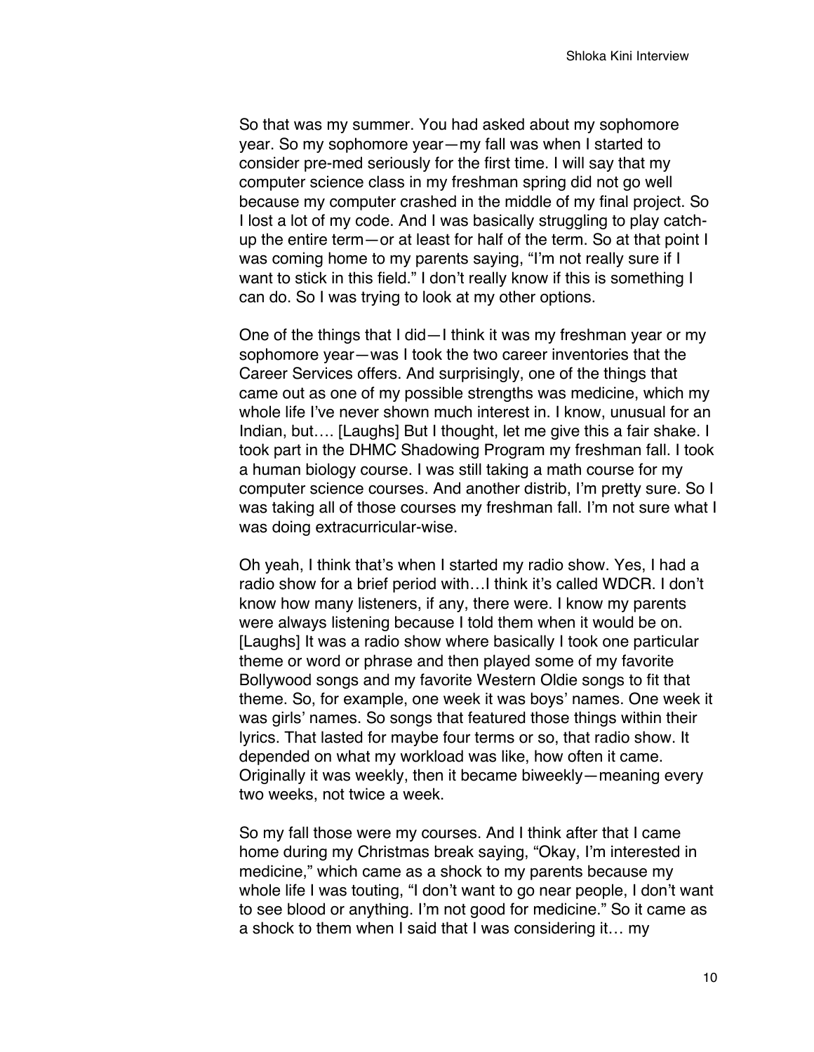So that was my summer. You had asked about my sophomore year. So my sophomore year—my fall was when I started to consider pre-med seriously for the first time. I will say that my computer science class in my freshman spring did not go well because my computer crashed in the middle of my final project. So I lost a lot of my code. And I was basically struggling to play catch-up the entire term—or at least for half of the term. So at that point I was coming home to my parents saying, “I’m not really sure if I want to stick in this field.” I don’t really know if this is something I can do. So I was trying to look at my other options.

One of the things that I did—I think it was my freshman year or my sophomore year—was I took the two career inventories that the Career Services offers. And surprisingly, one of the things that came out as one of my possible strengths was medicine, which my whole life I’ve never shown much interest in. I know, unusual for an Indian, but…. [Laughs] But I thought, let me give this a fair shake. I took part in the DHMC Shadowing Program my freshman fall. I took a human biology course. I was still taking a math course for my computer science courses. And another distrib, I’m pretty sure. So I was taking all of those courses my freshman fall. I’m not sure what I was doing extracurricular-wise.

Oh yeah, I think that’s when I started my radio show. Yes, I had a radio show for a brief period with…I think it’s called WDCR. I don’t know how many listeners, if any, there were. I know my parents were always listening because I told them when it would be on. [Laughs] It was a radio show where basically I took one particular theme or word or phrase and then played some of my favorite Bollywood songs and my favorite Western Oldie songs to fit that theme. So, for example, one week it was boys’ names. One week it was girls’ names. So songs that featured those things within their lyrics. That lasted for maybe four terms or so, that radio show. It depended on what my workload was like, how often it came. Originally it was weekly, then it became biweekly—meaning every two weeks, not twice a week.

So my fall those were my courses. And I think after that I came home during my Christmas break saying, “Okay, I’m interested in medicine,” which came as a shock to my parents because my whole life I was touting, “I don’t want to go near people, I don’t want to see blood or anything. I’m not good for medicine.” So it came as a shock to them when I said that I was considering it… my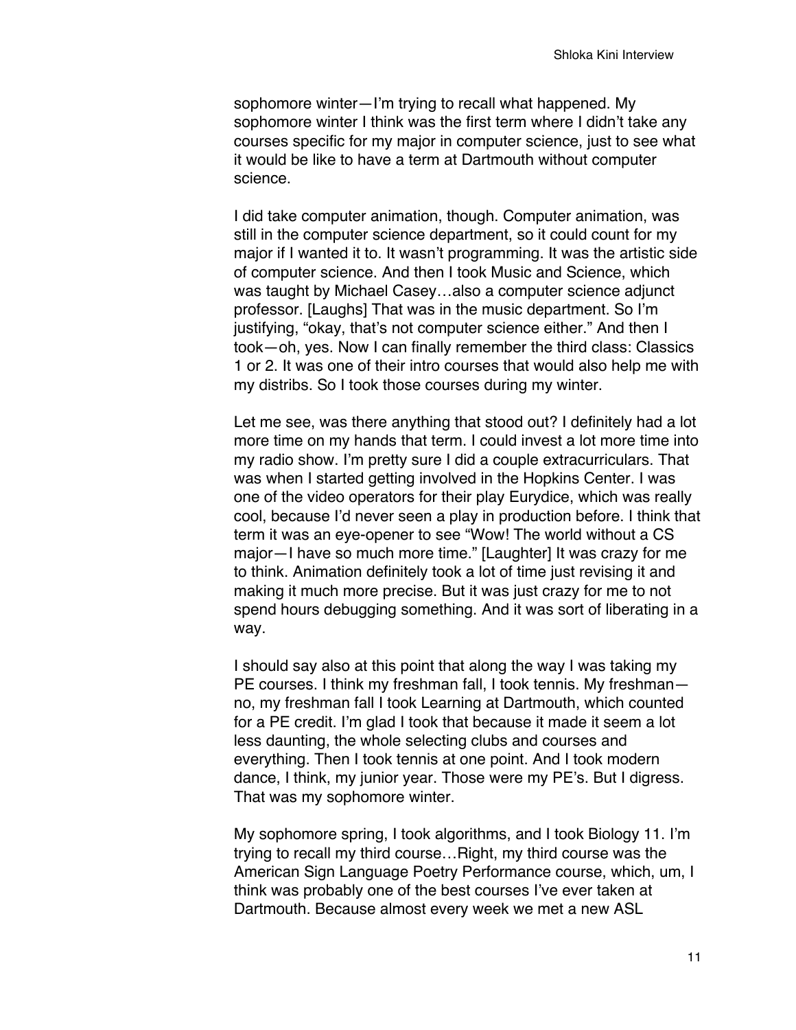sophomore winter—I'm trying to recall what happened. My sophomore winter I think was the first term where I didn't take any courses specific for my major in computer science, just to see what it would be like to have a term at Dartmouth without computer science.

I did take computer animation, though. Computer animation, was still in the computer science department, so it could count for my major if I wanted it to. It wasn't programming. It was the artistic side of computer science. And then I took Music and Science, which was taught by Michael Casey…also a computer science adjunct professor. [Laughs] That was in the music department. So I'm justifying, "okay, that's not computer science either." And then I took—oh, yes. Now I can finally remember the third class: Classics 1 or 2. It was one of their intro courses that would also help me with my distribs. So I took those courses during my winter.

Let me see, was there anything that stood out? I definitely had a lot more time on my hands that term. I could invest a lot more time into my radio show. I'm pretty sure I did a couple extracurriculars. That was when I started getting involved in the Hopkins Center. I was one of the video operators for their play Eurydice, which was really cool, because I'd never seen a play in production before. I think that term it was an eye-opener to see "Wow! The world without a CS major—I have so much more time." [Laughter] It was crazy for me to think. Animation definitely took a lot of time just revising it and making it much more precise. But it was just crazy for me to not spend hours debugging something. And it was sort of liberating in a way.

I should say also at this point that along the way I was taking my PE courses. I think my freshman fall, I took tennis. My freshman—no, my freshman fall I took Learning at Dartmouth, which counted for a PE credit. I'm glad I took that because it made it seem a lot less daunting, the whole selecting clubs and courses and everything. Then I took tennis at one point. And I took modern dance, I think, my junior year. Those were my PE's. But I digress. That was my sophomore winter.

My sophomore spring, I took algorithms, and I took Biology 11. I'm trying to recall my third course…Right, my third course was the American Sign Language Poetry Performance course, which, um, I think was probably one of the best courses I've ever taken at Dartmouth. Because almost every week we met a new ASL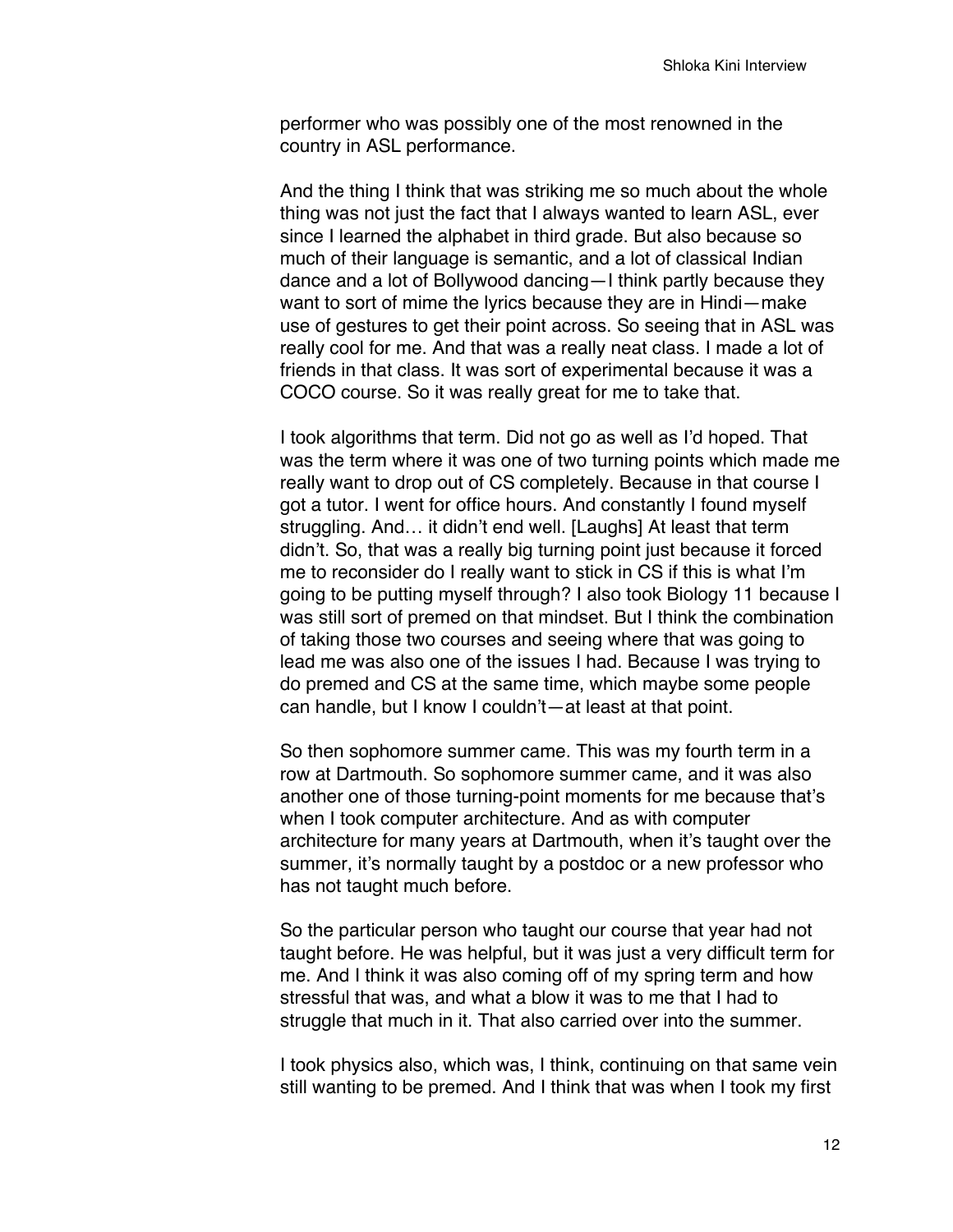performer who was possibly one of the most renowned in the country in ASL performance.

And the thing I think that was striking me so much about the whole thing was not just the fact that I always wanted to learn ASL, ever since I learned the alphabet in third grade. But also because so much of their language is semantic, and a lot of classical Indian dance and a lot of Bollywood dancing—I think partly because they want to sort of mime the lyrics because they are in Hindi—make use of gestures to get their point across. So seeing that in ASL was really cool for me. And that was a really neat class. I made a lot of friends in that class. It was sort of experimental because it was a COCO course. So it was really great for me to take that.

I took algorithms that term. Did not go as well as I'd hoped. That was the term where it was one of two turning points which made me really want to drop out of CS completely. Because in that course I got a tutor. I went for office hours. And constantly I found myself struggling. And… it didn't end well. [Laughs] At least that term didn't. So, that was a really big turning point just because it forced me to reconsider do I really want to stick in CS if this is what I'm going to be putting myself through? I also took Biology 11 because I was still sort of premed on that mindset. But I think the combination of taking those two courses and seeing where that was going to lead me was also one of the issues I had. Because I was trying to do premed and CS at the same time, which maybe some people can handle, but I know I couldn't—at least at that point.

So then sophomore summer came. This was my fourth term in a row at Dartmouth. So sophomore summer came, and it was also another one of those turning-point moments for me because that's when I took computer architecture. And as with computer architecture for many years at Dartmouth, when it's taught over the summer, it's normally taught by a postdoc or a new professor who has not taught much before.

So the particular person who taught our course that year had not taught before. He was helpful, but it was just a very difficult term for me. And I think it was also coming off of my spring term and how stressful that was, and what a blow it was to me that I had to struggle that much in it. That also carried over into the summer.

I took physics also, which was, I think, continuing on that same vein still wanting to be premed. And I think that was when I took my first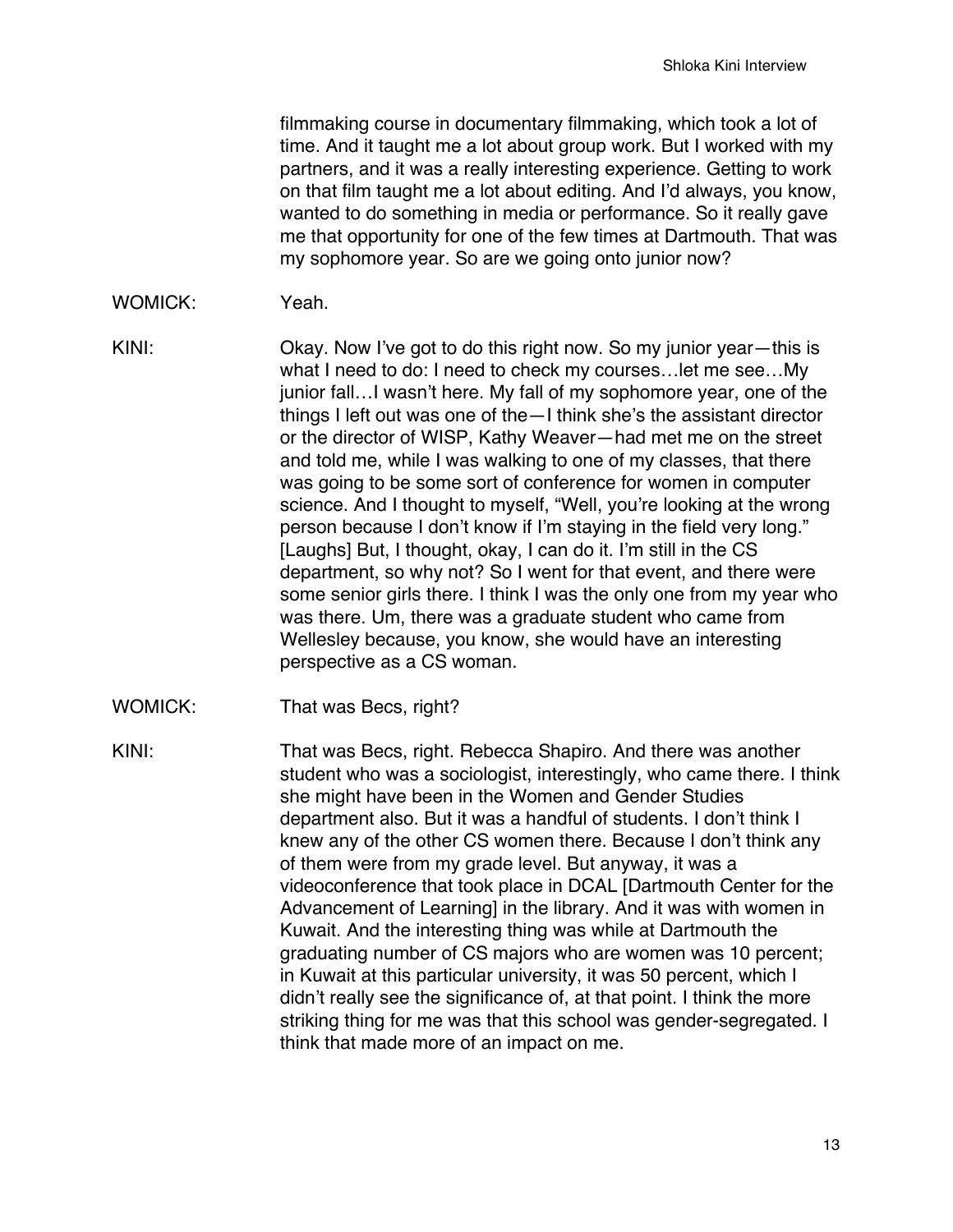filmmaking course in documentary filmmaking, which took a lot of time. And it taught me a lot about group work. But I worked with my partners, and it was a really interesting experience. Getting to work on that film taught me a lot about editing. And I'd always, you know, wanted to do something in media or performance. So it really gave me that opportunity for one of the few times at Dartmouth. That was my sophomore year. So are we going onto junior now?

WOMICK: Yeah.

KINI: Okay. Now I've got to do this right now. So my junior year—this is what I need to do: I need to check my courses…let me see…My junior fall…I wasn't here. My fall of my sophomore year, one of the things I left out was one of the—I think she's the assistant director or the director of WISP, Kathy Weaver—had met me on the street and told me, while I was walking to one of my classes, that there was going to be some sort of conference for women in computer science. And I thought to myself, "Well, you're looking at the wrong person because I don't know if I'm staying in the field very long." [Laughs] But, I thought, okay, I can do it. I'm still in the CS department, so why not? So I went for that event, and there were some senior girls there. I think I was the only one from my year who was there. Um, there was a graduate student who came from Wellesley because, you know, she would have an interesting perspective as a CS woman.

WOMICK: That was Becs, right?

KINI: That was Becs, right. Rebecca Shapiro. And there was another student who was a sociologist, interestingly, who came there. I think she might have been in the Women and Gender Studies department also. But it was a handful of students. I don't think I knew any of the other CS women there. Because I don't think any of them were from my grade level. But anyway, it was a videoconference that took place in DCAL [Dartmouth Center for the Advancement of Learning] in the library. And it was with women in Kuwait. And the interesting thing was while at Dartmouth the graduating number of CS majors who are women was 10 percent; in Kuwait at this particular university, it was 50 percent, which I didn't really see the significance of, at that point. I think the more striking thing for me was that this school was gender-segregated. I think that made more of an impact on me.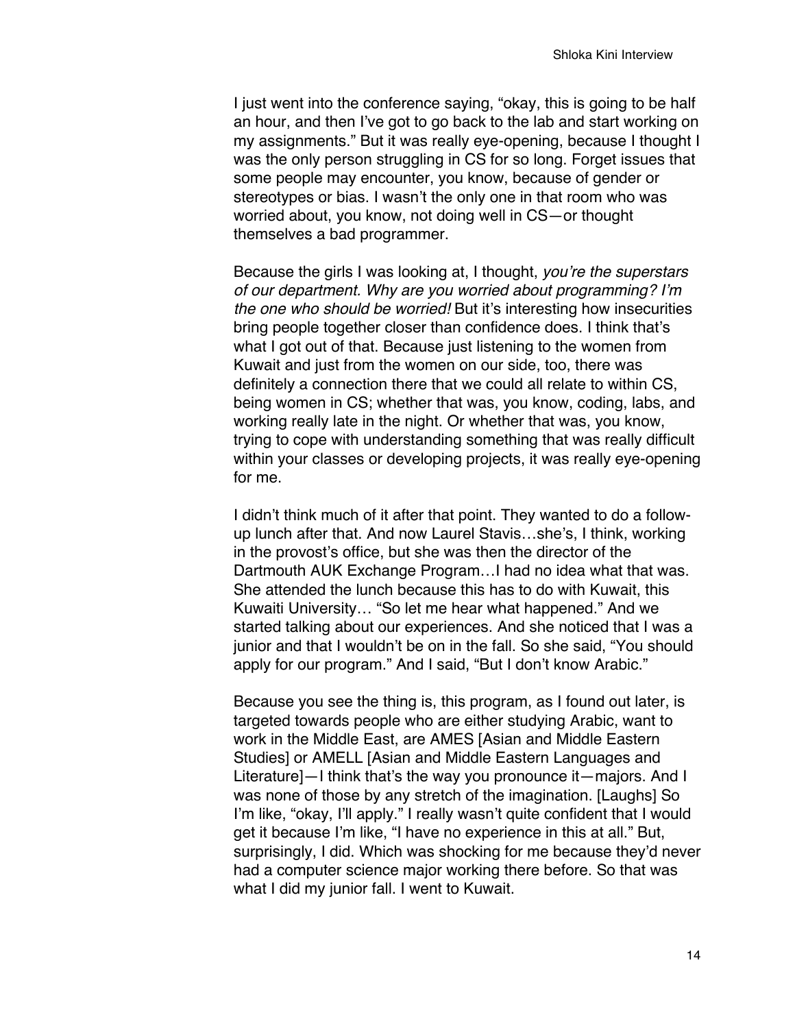I just went into the conference saying, "okay, this is going to be half an hour, and then I've got to go back to the lab and start working on my assignments." But it was really eye-opening, because I thought I was the only person struggling in CS for so long. Forget issues that some people may encounter, you know, because of gender or stereotypes or bias. I wasn't the only one in that room who was worried about, you know, not doing well in CS—or thought themselves a bad programmer.

Because the girls I was looking at, I thought, *you're the superstars of our department. Why are you worried about programming? I'm the one who should be worried!* But it's interesting how insecurities bring people together closer than confidence does. I think that's what I got out of that. Because just listening to the women from Kuwait and just from the women on our side, too, there was definitely a connection there that we could all relate to within CS, being women in CS; whether that was, you know, coding, labs, and working really late in the night. Or whether that was, you know, trying to cope with understanding something that was really difficult within your classes or developing projects, it was really eye-opening for me.

I didn't think much of it after that point. They wanted to do a follow-up lunch after that. And now Laurel Stavis…she's, I think, working in the provost's office, but she was then the director of the Dartmouth AUK Exchange Program…I had no idea what that was. She attended the lunch because this has to do with Kuwait, this Kuwaiti University… "So let me hear what happened." And we started talking about our experiences. And she noticed that I was a junior and that I wouldn't be on in the fall. So she said, "You should apply for our program." And I said, "But I don't know Arabic."

Because you see the thing is, this program, as I found out later, is targeted towards people who are either studying Arabic, want to work in the Middle East, are AMES [Asian and Middle Eastern Studies] or AMELL [Asian and Middle Eastern Languages and Literature]—I think that's the way you pronounce it—majors. And I was none of those by any stretch of the imagination. [Laughs] So I'm like, "okay, I'll apply." I really wasn't quite confident that I would get it because I'm like, "I have no experience in this at all." But, surprisingly, I did. Which was shocking for me because they'd never had a computer science major working there before. So that was what I did my junior fall. I went to Kuwait.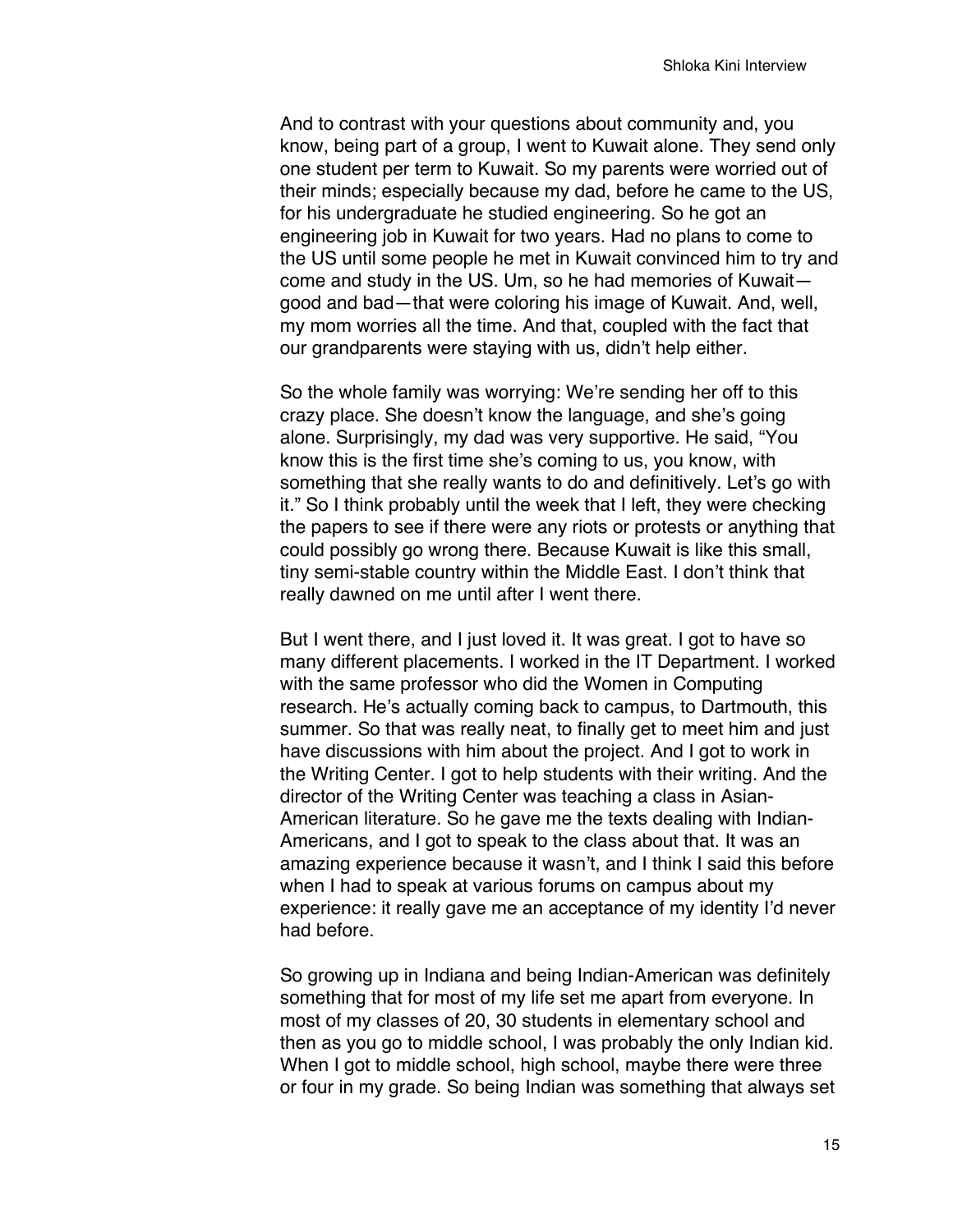And to contrast with your questions about community and, you know, being part of a group, I went to Kuwait alone. They send only one student per term to Kuwait. So my parents were worried out of their minds; especially because my dad, before he came to the US, for his undergraduate he studied engineering. So he got an engineering job in Kuwait for two years. Had no plans to come to the US until some people he met in Kuwait convinced him to try and come and study in the US. Um, so he had memories of Kuwait—good and bad—that were coloring his image of Kuwait. And, well, my mom worries all the time. And that, coupled with the fact that our grandparents were staying with us, didn't help either.

So the whole family was worrying: We're sending her off to this crazy place. She doesn't know the language, and she's going alone. Surprisingly, my dad was very supportive. He said, "You know this is the first time she's coming to us, you know, with something that she really wants to do and definitively. Let's go with it." So I think probably until the week that I left, they were checking the papers to see if there were any riots or protests or anything that could possibly go wrong there. Because Kuwait is like this small, tiny semi-stable country within the Middle East. I don't think that really dawned on me until after I went there.

But I went there, and I just loved it. It was great. I got to have so many different placements. I worked in the IT Department. I worked with the same professor who did the Women in Computing research. He's actually coming back to campus, to Dartmouth, this summer. So that was really neat, to finally get to meet him and just have discussions with him about the project. And I got to work in the Writing Center. I got to help students with their writing. And the director of the Writing Center was teaching a class in Asian-American literature. So he gave me the texts dealing with Indian-Americans, and I got to speak to the class about that. It was an amazing experience because it wasn't, and I think I said this before when I had to speak at various forums on campus about my experience: it really gave me an acceptance of my identity I'd never had before.

So growing up in Indiana and being Indian-American was definitely something that for most of my life set me apart from everyone. In most of my classes of 20, 30 students in elementary school and then as you go to middle school, I was probably the only Indian kid. When I got to middle school, high school, maybe there were three or four in my grade. So being Indian was something that always set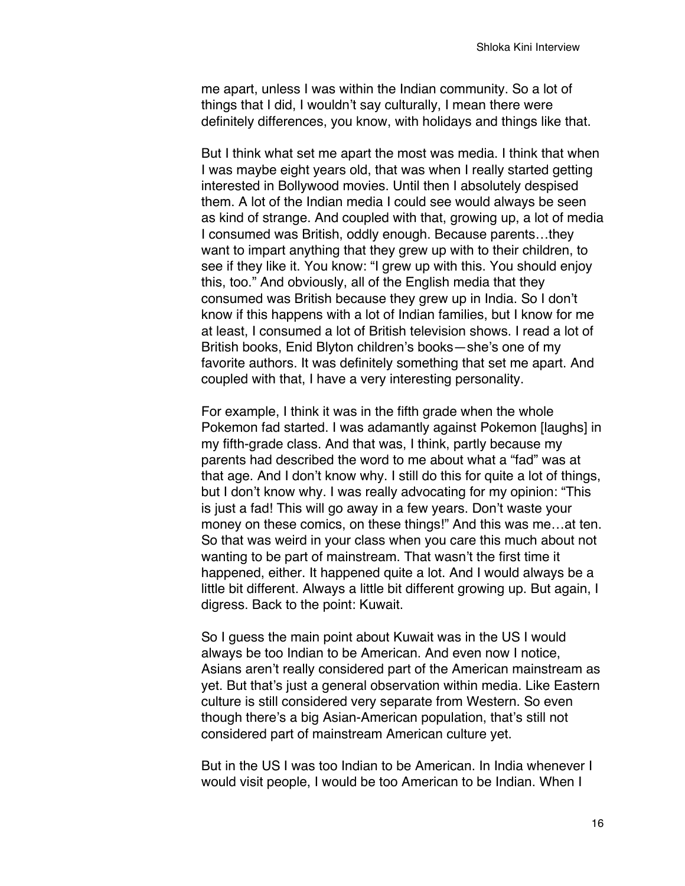me apart, unless I was within the Indian community. So a lot of things that I did, I wouldn't say culturally, I mean there were definitely differences, you know, with holidays and things like that.

But I think what set me apart the most was media. I think that when I was maybe eight years old, that was when I really started getting interested in Bollywood movies. Until then I absolutely despised them. A lot of the Indian media I could see would always be seen as kind of strange. And coupled with that, growing up, a lot of media I consumed was British, oddly enough. Because parents…they want to impart anything that they grew up with to their children, to see if they like it. You know: "I grew up with this. You should enjoy this, too." And obviously, all of the English media that they consumed was British because they grew up in India. So I don't know if this happens with a lot of Indian families, but I know for me at least, I consumed a lot of British television shows. I read a lot of British books, Enid Blyton children's books—she's one of my favorite authors. It was definitely something that set me apart. And coupled with that, I have a very interesting personality.

For example, I think it was in the fifth grade when the whole Pokemon fad started. I was adamantly against Pokemon [laughs] in my fifth-grade class. And that was, I think, partly because my parents had described the word to me about what a "fad" was at that age. And I don't know why. I still do this for quite a lot of things, but I don't know why. I was really advocating for my opinion: "This is just a fad! This will go away in a few years. Don't waste your money on these comics, on these things!" And this was me…at ten. So that was weird in your class when you care this much about not wanting to be part of mainstream. That wasn't the first time it happened, either. It happened quite a lot. And I would always be a little bit different. Always a little bit different growing up. But again, I digress. Back to the point: Kuwait.

So I guess the main point about Kuwait was in the US I would always be too Indian to be American. And even now I notice, Asians aren't really considered part of the American mainstream as yet. But that's just a general observation within media. Like Eastern culture is still considered very separate from Western. So even though there's a big Asian-American population, that's still not considered part of mainstream American culture yet.

But in the US I was too Indian to be American. In India whenever I would visit people, I would be too American to be Indian. When I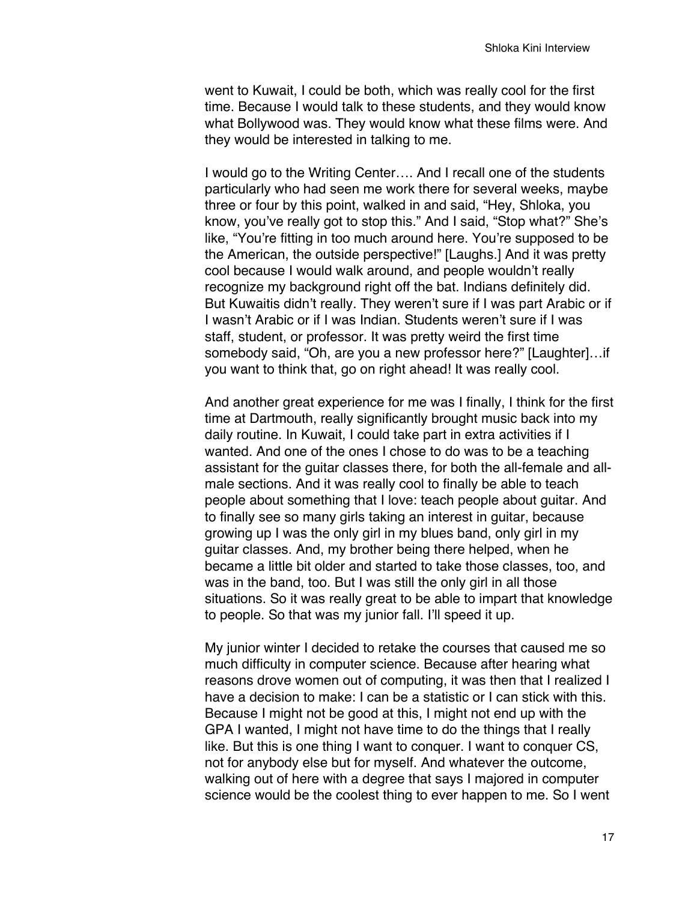went to Kuwait, I could be both, which was really cool for the first time. Because I would talk to these students, and they would know what Bollywood was. They would know what these films were. And they would be interested in talking to me.

I would go to the Writing Center…. And I recall one of the students particularly who had seen me work there for several weeks, maybe three or four by this point, walked in and said, "Hey, Shloka, you know, you've really got to stop this." And I said, "Stop what?" She's like, "You're fitting in too much around here. You're supposed to be the American, the outside perspective!" [Laughs.] And it was pretty cool because I would walk around, and people wouldn't really recognize my background right off the bat. Indians definitely did. But Kuwaitis didn't really. They weren't sure if I was part Arabic or if I wasn't Arabic or if I was Indian. Students weren't sure if I was staff, student, or professor. It was pretty weird the first time somebody said, "Oh, are you a new professor here?" [Laughter]…if you want to think that, go on right ahead! It was really cool.

And another great experience for me was I finally, I think for the first time at Dartmouth, really significantly brought music back into my daily routine. In Kuwait, I could take part in extra activities if I wanted. And one of the ones I chose to do was to be a teaching assistant for the guitar classes there, for both the all-female and all-male sections. And it was really cool to finally be able to teach people about something that I love: teach people about guitar. And to finally see so many girls taking an interest in guitar, because growing up I was the only girl in my blues band, only girl in my guitar classes. And, my brother being there helped, when he became a little bit older and started to take those classes, too, and was in the band, too. But I was still the only girl in all those situations. So it was really great to be able to impart that knowledge to people. So that was my junior fall. I'll speed it up.

My junior winter I decided to retake the courses that caused me so much difficulty in computer science. Because after hearing what reasons drove women out of computing, it was then that I realized I have a decision to make: I can be a statistic or I can stick with this. Because I might not be good at this, I might not end up with the GPA I wanted, I might not have time to do the things that I really like. But this is one thing I want to conquer. I want to conquer CS, not for anybody else but for myself. And whatever the outcome, walking out of here with a degree that says I majored in computer science would be the coolest thing to ever happen to me. So I went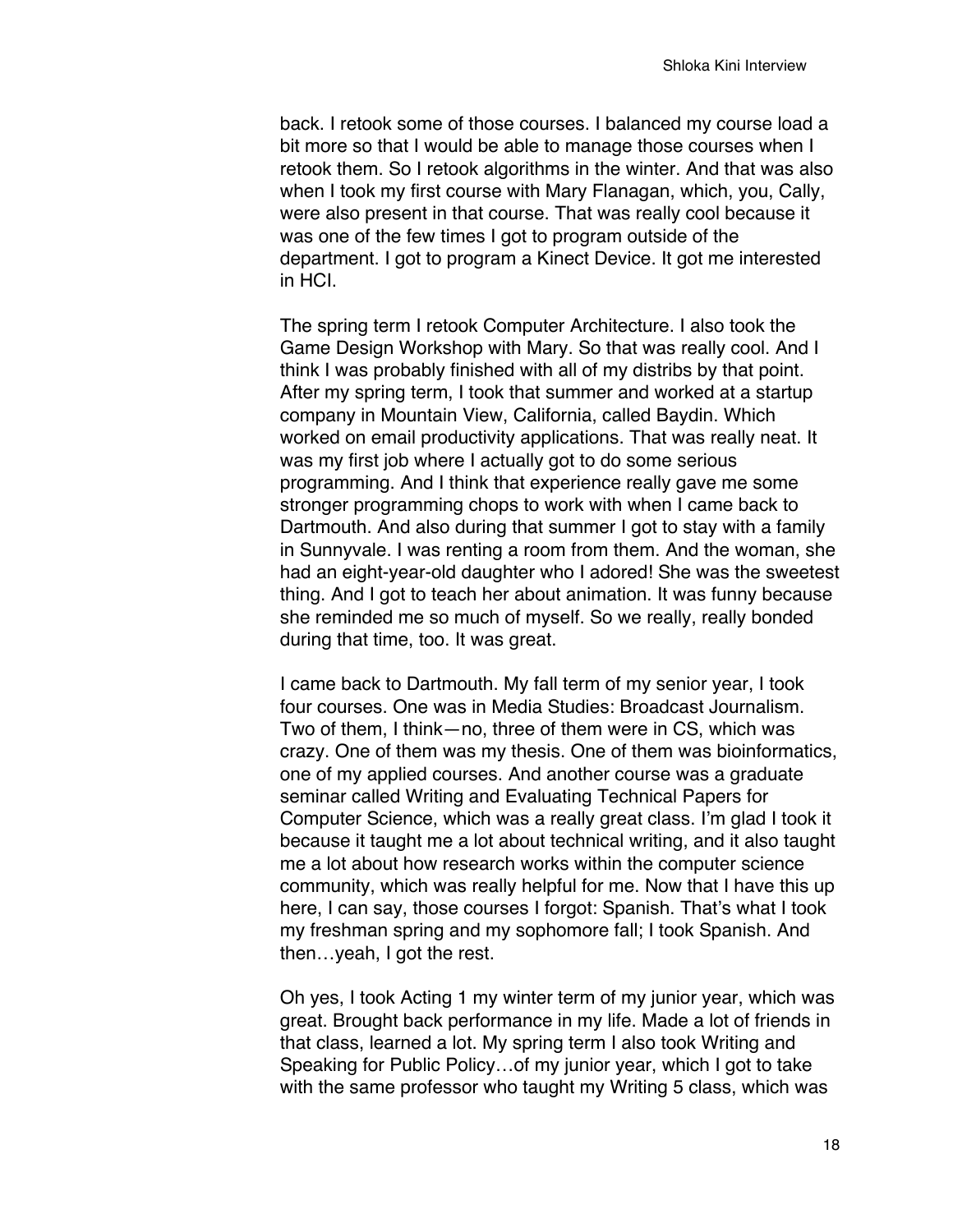back. I retook some of those courses. I balanced my course load a bit more so that I would be able to manage those courses when I retook them. So I retook algorithms in the winter. And that was also when I took my first course with Mary Flanagan, which, you, Cally, were also present in that course. That was really cool because it was one of the few times I got to program outside of the department. I got to program a Kinect Device. It got me interested in HCI.

The spring term I retook Computer Architecture. I also took the Game Design Workshop with Mary. So that was really cool. And I think I was probably finished with all of my distribs by that point. After my spring term, I took that summer and worked at a startup company in Mountain View, California, called Baydin. Which worked on email productivity applications. That was really neat. It was my first job where I actually got to do some serious programming. And I think that experience really gave me some stronger programming chops to work with when I came back to Dartmouth. And also during that summer I got to stay with a family in Sunnyvale. I was renting a room from them. And the woman, she had an eight-year-old daughter who I adored! She was the sweetest thing. And I got to teach her about animation. It was funny because she reminded me so much of myself. So we really, really bonded during that time, too. It was great.

I came back to Dartmouth. My fall term of my senior year, I took four courses. One was in Media Studies: Broadcast Journalism. Two of them, I think—no, three of them were in CS, which was crazy. One of them was my thesis. One of them was bioinformatics, one of my applied courses. And another course was a graduate seminar called Writing and Evaluating Technical Papers for Computer Science, which was a really great class. I'm glad I took it because it taught me a lot about technical writing, and it also taught me a lot about how research works within the computer science community, which was really helpful for me. Now that I have this up here, I can say, those courses I forgot: Spanish. That's what I took my freshman spring and my sophomore fall; I took Spanish. And then…yeah, I got the rest.

Oh yes, I took Acting 1 my winter term of my junior year, which was great. Brought back performance in my life. Made a lot of friends in that class, learned a lot. My spring term I also took Writing and Speaking for Public Policy…of my junior year, which I got to take with the same professor who taught my Writing 5 class, which was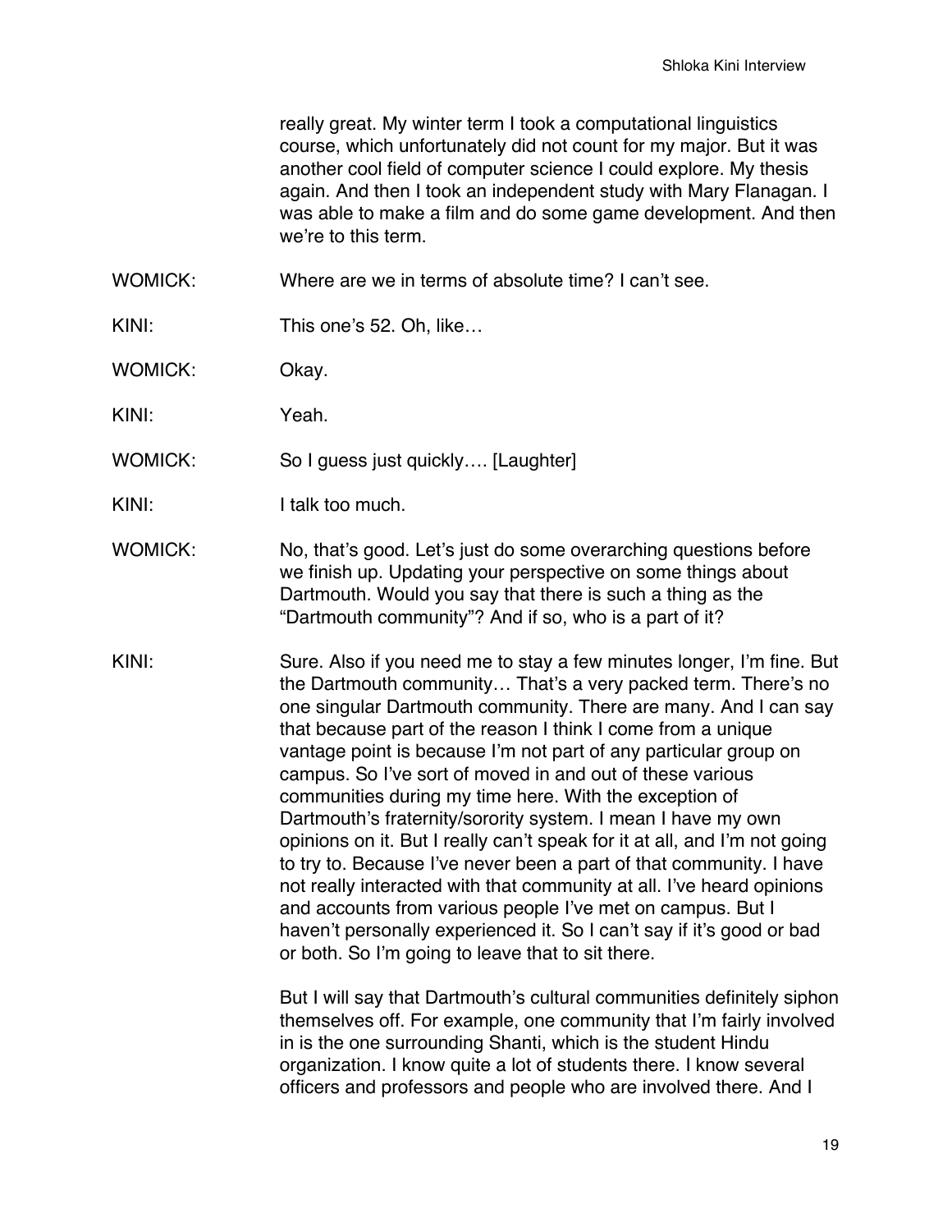really great. My winter term I took a computational linguistics course, which unfortunately did not count for my major. But it was another cool field of computer science I could explore. My thesis again. And then I took an independent study with Mary Flanagan. I was able to make a film and do some game development. And then we're to this term.

WOMICK: Where are we in terms of absolute time? I can't see.

KINI: This one's 52. Oh, like…

WOMICK: Okay.

KINI: Yeah.

WOMICK: So I guess just quickly…. [Laughter]

KINI: I talk too much.

WOMICK: No, that's good. Let's just do some overarching questions before we finish up. Updating your perspective on some things about Dartmouth. Would you say that there is such a thing as the "Dartmouth community"? And if so, who is a part of it?

KINI: Sure. Also if you need me to stay a few minutes longer, I'm fine. But the Dartmouth community… That's a very packed term. There's no one singular Dartmouth community. There are many. And I can say that because part of the reason I think I come from a unique vantage point is because I'm not part of any particular group on campus. So I've sort of moved in and out of these various communities during my time here. With the exception of Dartmouth's fraternity/sorority system. I mean I have my own opinions on it. But I really can't speak for it at all, and I'm not going to try to. Because I've never been a part of that community. I have not really interacted with that community at all. I've heard opinions and accounts from various people I've met on campus. But I haven't personally experienced it. So I can't say if it's good or bad or both. So I'm going to leave that to sit there.

But I will say that Dartmouth's cultural communities definitely siphon themselves off. For example, one community that I'm fairly involved in is the one surrounding Shanti, which is the student Hindu organization. I know quite a lot of students there. I know several officers and professors and people who are involved there. And I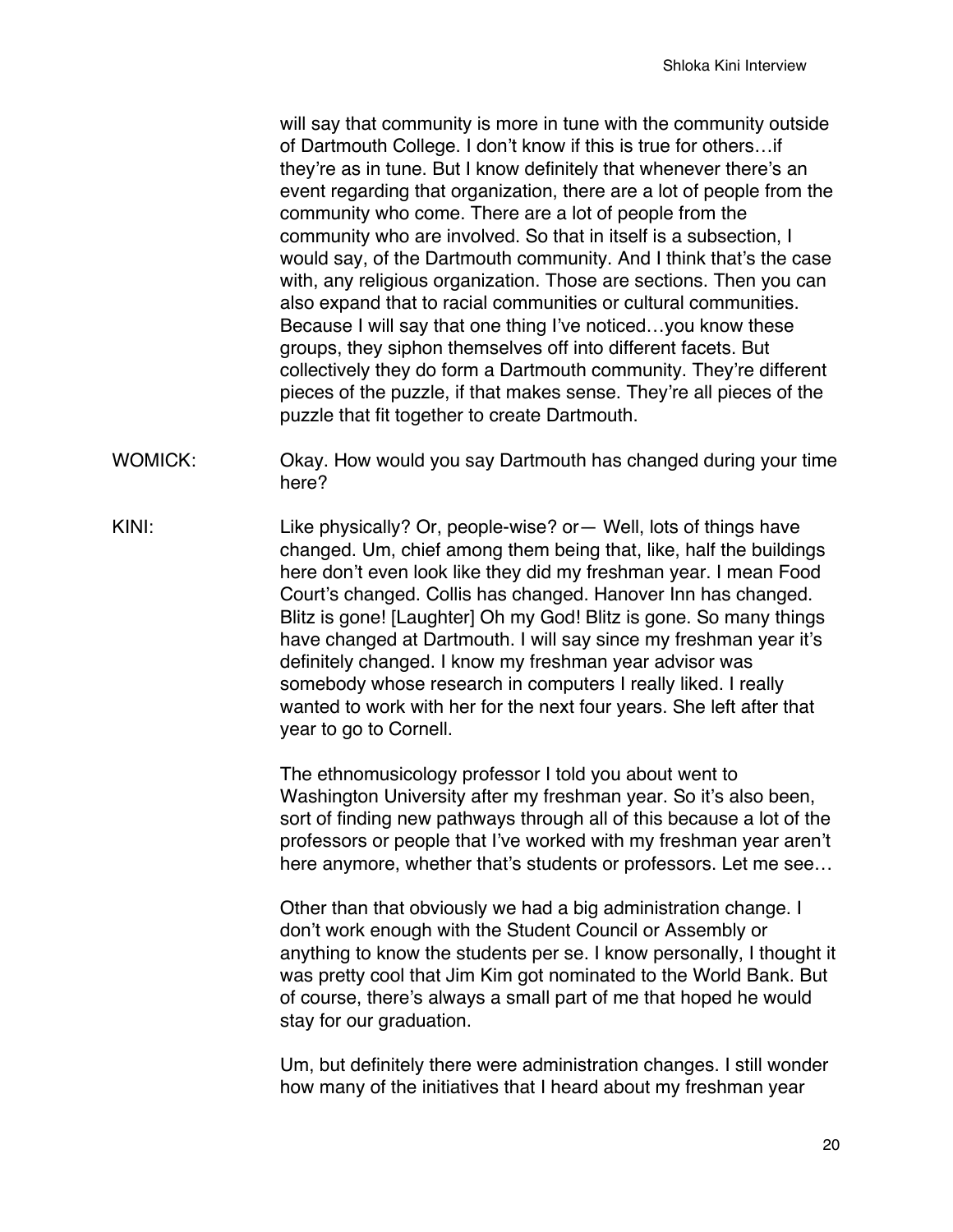will say that community is more in tune with the community outside of Dartmouth College. I don't know if this is true for others…if they're as in tune. But I know definitely that whenever there's an event regarding that organization, there are a lot of people from the community who come. There are a lot of people from the community who are involved. So that in itself is a subsection, I would say, of the Dartmouth community. And I think that's the case with, any religious organization. Those are sections. Then you can also expand that to racial communities or cultural communities. Because I will say that one thing I've noticed…you know these groups, they siphon themselves off into different facets. But collectively they do form a Dartmouth community. They're different pieces of the puzzle, if that makes sense. They're all pieces of the puzzle that fit together to create Dartmouth.

WOMICK: Okay. How would you say Dartmouth has changed during your time here?

KINI: Like physically? Or, people-wise? or— Well, lots of things have changed. Um, chief among them being that, like, half the buildings here don't even look like they did my freshman year. I mean Food Court's changed. Collis has changed. Hanover Inn has changed. Blitz is gone! [Laughter] Oh my God! Blitz is gone. So many things have changed at Dartmouth. I will say since my freshman year it's definitely changed. I know my freshman year advisor was somebody whose research in computers I really liked. I really wanted to work with her for the next four years. She left after that year to go to Cornell.

The ethnomusicology professor I told you about went to Washington University after my freshman year. So it's also been, sort of finding new pathways through all of this because a lot of the professors or people that I've worked with my freshman year aren't here anymore, whether that's students or professors. Let me see…

Other than that obviously we had a big administration change. I don't work enough with the Student Council or Assembly or anything to know the students per se. I know personally, I thought it was pretty cool that Jim Kim got nominated to the World Bank. But of course, there's always a small part of me that hoped he would stay for our graduation.

Um, but definitely there were administration changes. I still wonder how many of the initiatives that I heard about my freshman year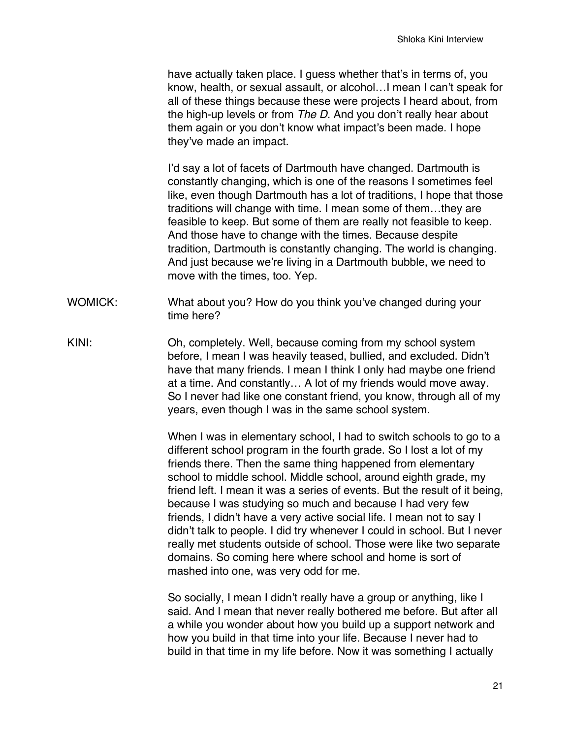have actually taken place. I guess whether that's in terms of, you know, health, or sexual assault, or alcohol…I mean I can't speak for all of these things because these were projects I heard about, from the high-up levels or from *The D*. And you don't really hear about them again or you don't know what impact's been made. I hope they've made an impact.

I'd say a lot of facets of Dartmouth have changed. Dartmouth is constantly changing, which is one of the reasons I sometimes feel like, even though Dartmouth has a lot of traditions, I hope that those traditions will change with time. I mean some of them…they are feasible to keep. But some of them are really not feasible to keep. And those have to change with the times. Because despite tradition, Dartmouth is constantly changing. The world is changing. And just because we're living in a Dartmouth bubble, we need to move with the times, too. Yep.

WOMICK: What about you? How do you think you've changed during your time here?

KINI: Oh, completely. Well, because coming from my school system before, I mean I was heavily teased, bullied, and excluded. Didn't have that many friends. I mean I think I only had maybe one friend at a time. And constantly… A lot of my friends would move away. So I never had like one constant friend, you know, through all of my years, even though I was in the same school system.

When I was in elementary school, I had to switch schools to go to a different school program in the fourth grade. So I lost a lot of my friends there. Then the same thing happened from elementary school to middle school. Middle school, around eighth grade, my friend left. I mean it was a series of events. But the result of it being, because I was studying so much and because I had very few friends, I didn't have a very active social life. I mean not to say I didn't talk to people. I did try whenever I could in school. But I never really met students outside of school. Those were like two separate domains. So coming here where school and home is sort of mashed into one, was very odd for me.

So socially, I mean I didn't really have a group or anything, like I said. And I mean that never really bothered me before. But after all a while you wonder about how you build up a support network and how you build in that time into your life. Because I never had to build in that time in my life before. Now it was something I actually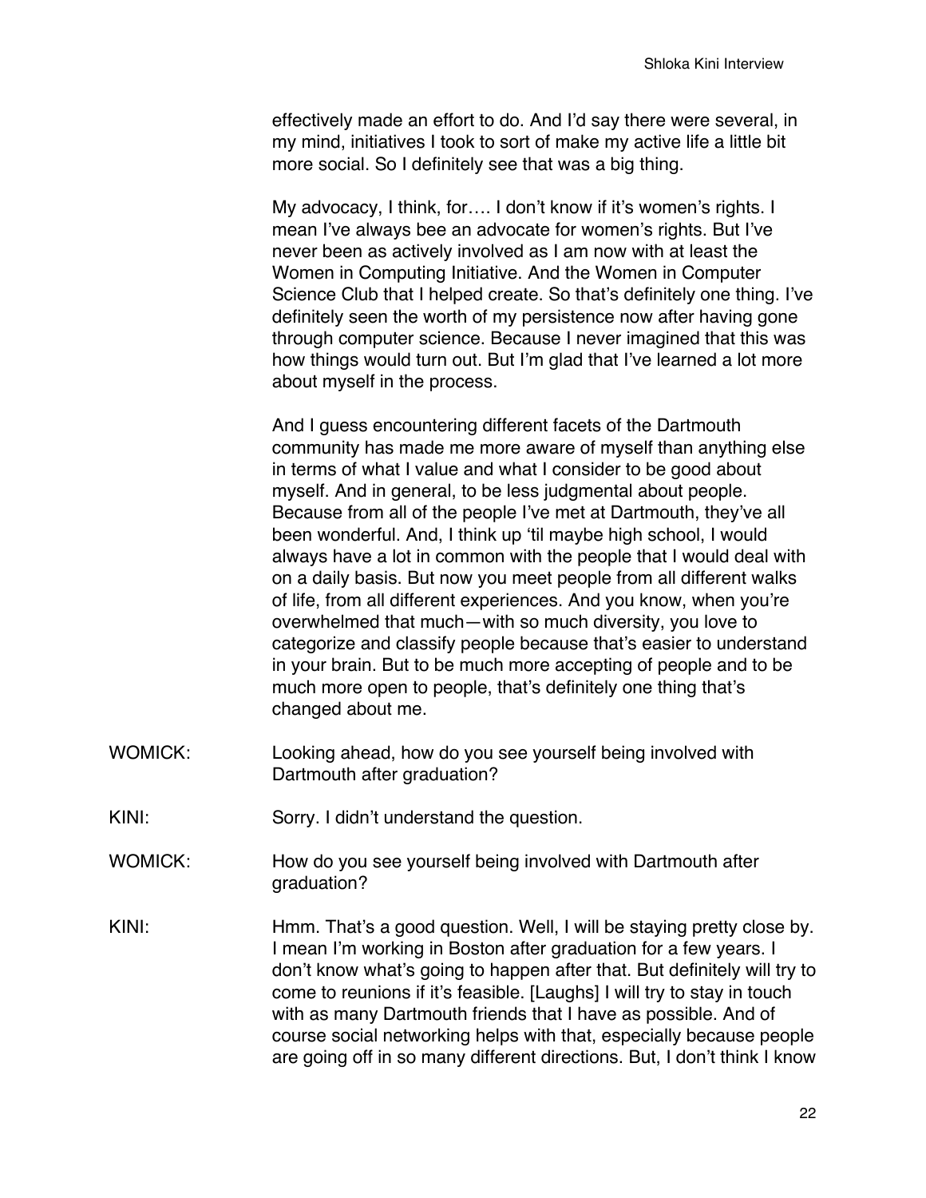effectively made an effort to do. And I'd say there were several, in my mind, initiatives I took to sort of make my active life a little bit more social. So I definitely see that was a big thing.

My advocacy, I think, for…. I don't know if it's women's rights. I mean I've always bee an advocate for women's rights. But I've never been as actively involved as I am now with at least the Women in Computing Initiative. And the Women in Computer Science Club that I helped create. So that's definitely one thing. I've definitely seen the worth of my persistence now after having gone through computer science. Because I never imagined that this was how things would turn out. But I'm glad that I've learned a lot more about myself in the process.

And I guess encountering different facets of the Dartmouth community has made me more aware of myself than anything else in terms of what I value and what I consider to be good about myself. And in general, to be less judgmental about people. Because from all of the people I've met at Dartmouth, they've all been wonderful. And, I think up 'til maybe high school, I would always have a lot in common with the people that I would deal with on a daily basis. But now you meet people from all different walks of life, from all different experiences. And you know, when you're overwhelmed that much—with so much diversity, you love to categorize and classify people because that's easier to understand in your brain. But to be much more accepting of people and to be much more open to people, that's definitely one thing that's changed about me.

WOMICK: Looking ahead, how do you see yourself being involved with Dartmouth after graduation?

KINI: Sorry. I didn't understand the question.

WOMICK: How do you see yourself being involved with Dartmouth after graduation?

KINI: Hmm. That's a good question. Well, I will be staying pretty close by. I mean I'm working in Boston after graduation for a few years. I don't know what's going to happen after that. But definitely will try to come to reunions if it's feasible. [Laughs] I will try to stay in touch with as many Dartmouth friends that I have as possible. And of course social networking helps with that, especially because people are going off in so many different directions. But, I don't think I know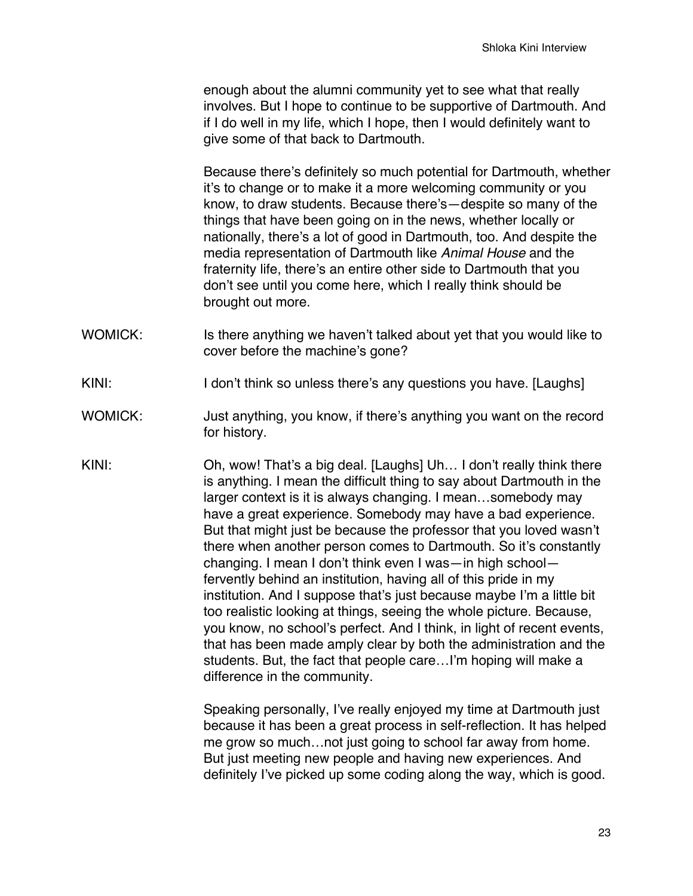enough about the alumni community yet to see what that really involves. But I hope to continue to be supportive of Dartmouth. And if I do well in my life, which I hope, then I would definitely want to give some of that back to Dartmouth.

Because there's definitely so much potential for Dartmouth, whether it's to change or to make it a more welcoming community or you know, to draw students. Because there's—despite so many of the things that have been going on in the news, whether locally or nationally, there's a lot of good in Dartmouth, too. And despite the media representation of Dartmouth like *Animal House* and the fraternity life, there's an entire other side to Dartmouth that you don't see until you come here, which I really think should be brought out more.

WOMICK: Is there anything we haven't talked about yet that you would like to cover before the machine's gone?

KINI: I don't think so unless there's any questions you have. [Laughs]

WOMICK: Just anything, you know, if there's anything you want on the record for history.

KINI: Oh, wow! That's a big deal. [Laughs] Uh… I don't really think there is anything. I mean the difficult thing to say about Dartmouth in the larger context is it is always changing. I mean…somebody may have a great experience. Somebody may have a bad experience. But that might just be because the professor that you loved wasn't there when another person comes to Dartmouth. So it's constantly changing. I mean I don't think even I was—in high school—fervently behind an institution, having all of this pride in my institution. And I suppose that's just because maybe I'm a little bit too realistic looking at things, seeing the whole picture. Because, you know, no school's perfect. And I think, in light of recent events, that has been made amply clear by both the administration and the students. But, the fact that people care…I'm hoping will make a difference in the community.

Speaking personally, I've really enjoyed my time at Dartmouth just because it has been a great process in self-reflection. It has helped me grow so much…not just going to school far away from home. But just meeting new people and having new experiences. And definitely I've picked up some coding along the way, which is good.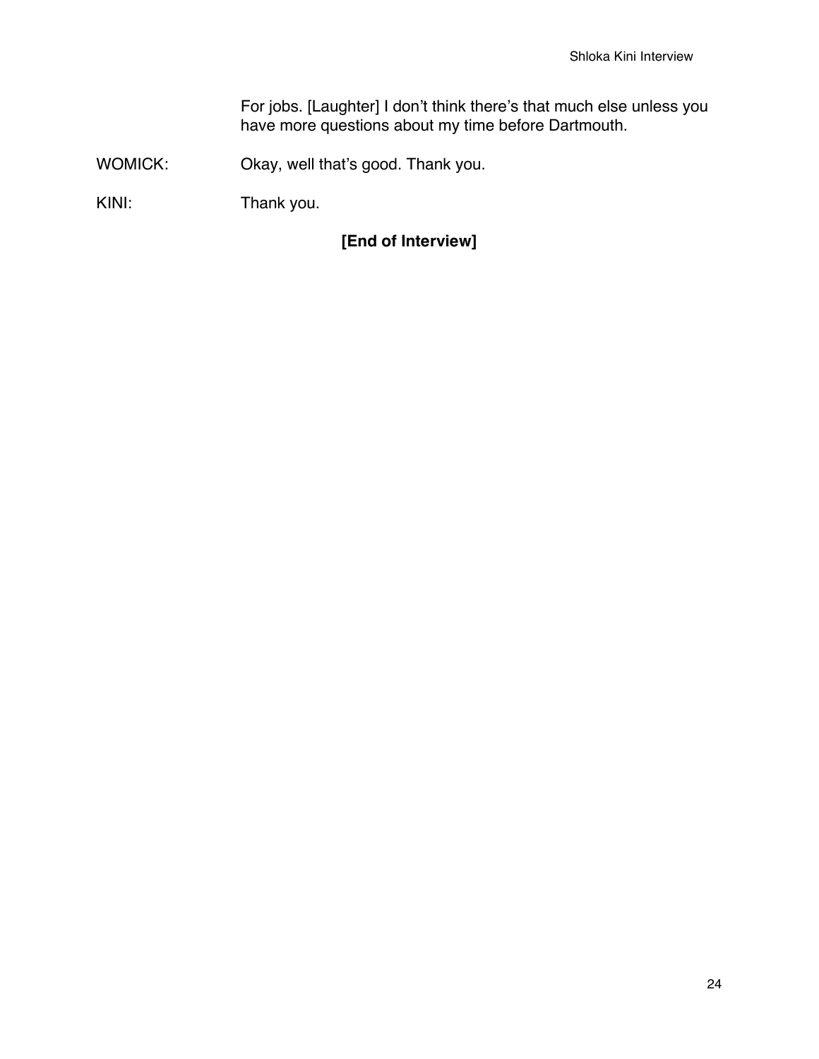For jobs. [Laughter] I don't think there's that much else unless you have more questions about my time before Dartmouth.

WOMICK: Okay, well that's good. Thank you.

KINI: Thank you.

**[End of Interview]**